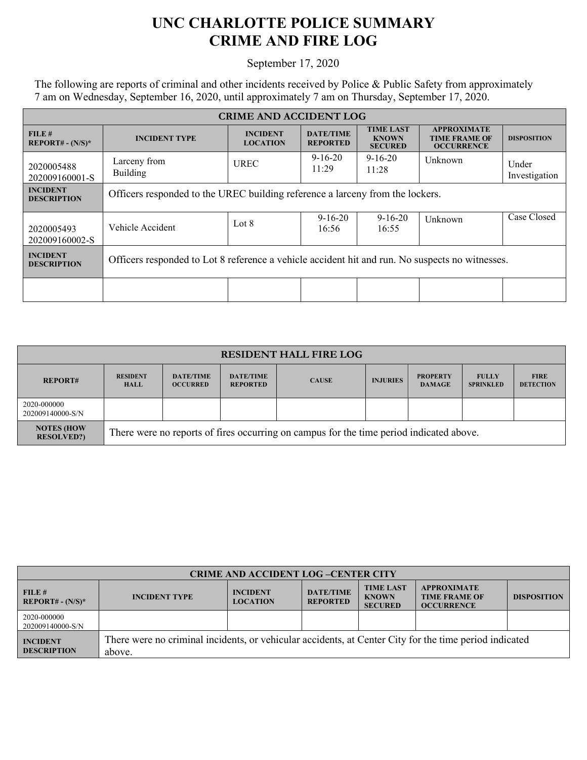# UNC CHARLOTTE POLICE SUMMARY
# CRIME AND FIRE LOG

September 17, 2020

The following are reports of criminal and other incidents received by Police & Public Safety from approximately 7 am on Wednesday, September 16, 2020, until approximately 7 am on Thursday, September 17, 2020.

| CRIME AND ACCIDENT LOG | | | | | | |
|---|---|---|---|---|---|---|
| **FILE # REPORT# - (N/S)*** | **INCIDENT TYPE** | **INCIDENT LOCATION** | **DATE/TIME REPORTED** | **TIME LAST KNOWN SECURED** | **APPROXIMATE TIME FRAME OF OCCURRENCE** | **DISPOSITION** |
| 2020005488 202009160001-S | Larceny from Building | UREC | 9-16-20 11:29 | 9-16-20 11:28 | Unknown | Under Investigation |
| **INCIDENT DESCRIPTION** | Officers responded to the UREC building reference a larceny from the lockers. | | | | | |
| 2020005493 202009160002-S | Vehicle Accident | Lot 8 | 9-16-20 16:56 | 9-16-20 16:55 | Unknown | Case Closed |
| **INCIDENT DESCRIPTION** | Officers responded to Lot 8 reference a vehicle accident hit and run. No suspects no witnesses. | | | | | |
| | | | | | | |

| RESIDENT HALL FIRE LOG | | | | | | | | |
|---|---|---|---|---|---|---|---|---|
| **REPORT#** | **RESIDENT HALL** | **DATE/TIME OCCURRED** | **DATE/TIME REPORTED** | **CAUSE** | **INJURIES** | **PROPERTY DAMAGE** | **FULLY SPRINKLED** | **FIRE DETECTION** |
| 2020-000000 202009140000-S/N | | | | | | | | |
| **NOTES (HOW RESOLVED?)** | There were no reports of fires occurring on campus for the time period indicated above. | | | | | | | |

| CRIME AND ACCIDENT LOG –CENTER CITY | | | | | | |
|---|---|---|---|---|---|---|
| **FILE # REPORT# - (N/S)*** | **INCIDENT TYPE** | **INCIDENT LOCATION** | **DATE/TIME REPORTED** | **TIME LAST KNOWN SECURED** | **APPROXIMATE TIME FRAME OF OCCURRENCE** | **DISPOSITION** |
| 2020-000000 202009140000-S/N | | | | | | |
| **INCIDENT DESCRIPTION** | There were no criminal incidents, or vehicular accidents, at Center City for the time period indicated above. | | | | | |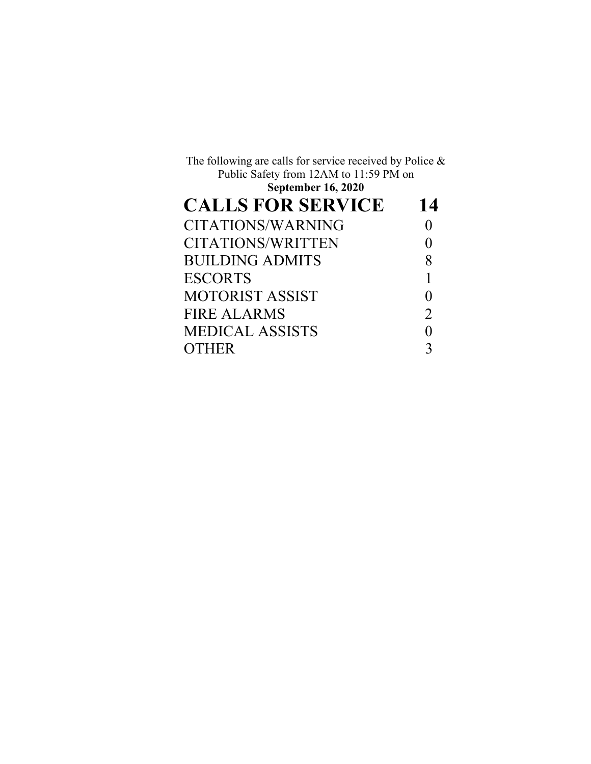The following are calls for service received by Police & Public Safety from 12AM to 11:59 PM on

**September 16, 2020**

| | |
|---|---|
| **CALLS FOR SERVICE** | **14** |
| CITATIONS/WARNING | 0 |
| CITATIONS/WRITTEN | 0 |
| BUILDING ADMITS | 8 |
| ESCORTS | 1 |
| MOTORIST ASSIST | 0 |
| FIRE ALARMS | 2 |
| MEDICAL ASSISTS | 0 |
| OTHER | 3 |